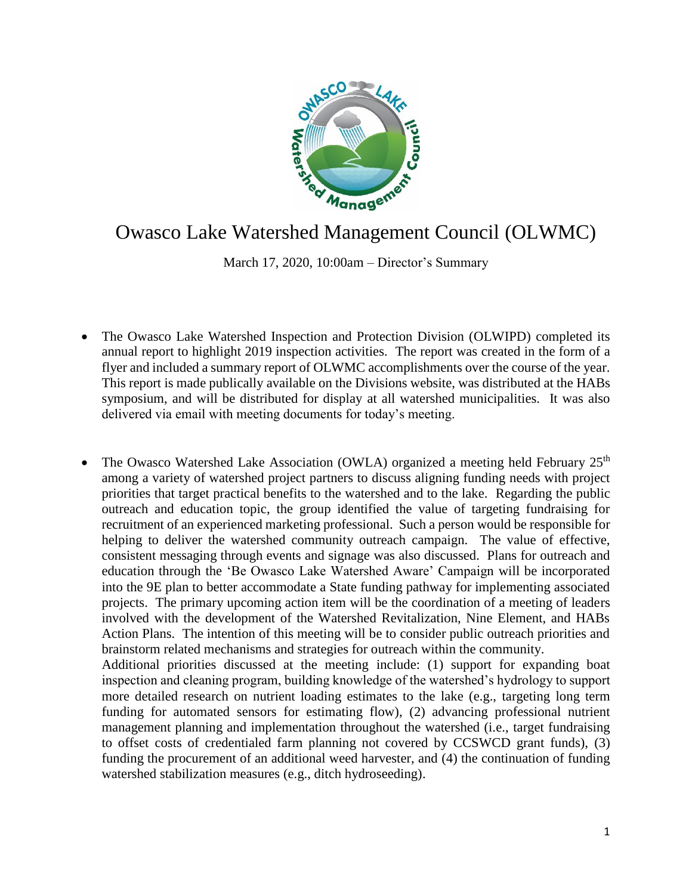# Owasco Lake Watershed Management Council (OLWMC)

March 17, 2020, 10:00am – Director's Summary

- The Owasco Lake Watershed Inspection and Protection Division (OLWIPD) completed its annual report to highlight 2019 inspection activities. The report was created in the form of a flyer and included a summary report of OLWMC accomplishments over the course of the year. This report is made publically available on the Divisions website, was distributed at the HABs symposium, and will be distributed for display at all watershed municipalities. It was also delivered via email with meeting documents for today's meeting.

- The Owasco Watershed Lake Association (OWLA) organized a meeting held February 25th among a variety of watershed project partners to discuss aligning funding needs with project priorities that target practical benefits to the watershed and to the lake. Regarding the public outreach and education topic, the group identified the value of targeting fundraising for recruitment of an experienced marketing professional. Such a person would be responsible for helping to deliver the watershed community outreach campaign. The value of effective, consistent messaging through events and signage was also discussed. Plans for outreach and education through the 'Be Owasco Lake Watershed Aware' Campaign will be incorporated into the 9E plan to better accommodate a State funding pathway for implementing associated projects. The primary upcoming action item will be the coordination of a meeting of leaders involved with the development of the Watershed Revitalization, Nine Element, and HABs Action Plans. The intention of this meeting will be to consider public outreach priorities and brainstorm related mechanisms and strategies for outreach within the community.

  Additional priorities discussed at the meeting include: (1) support for expanding boat inspection and cleaning program, building knowledge of the watershed's hydrology to support more detailed research on nutrient loading estimates to the lake (e.g., targeting long term funding for automated sensors for estimating flow), (2) advancing professional nutrient management planning and implementation throughout the watershed (i.e., target fundraising to offset costs of credentialed farm planning not covered by CCSWCD grant funds), (3) funding the procurement of an additional weed harvester, and (4) the continuation of funding watershed stabilization measures (e.g., ditch hydroseeding).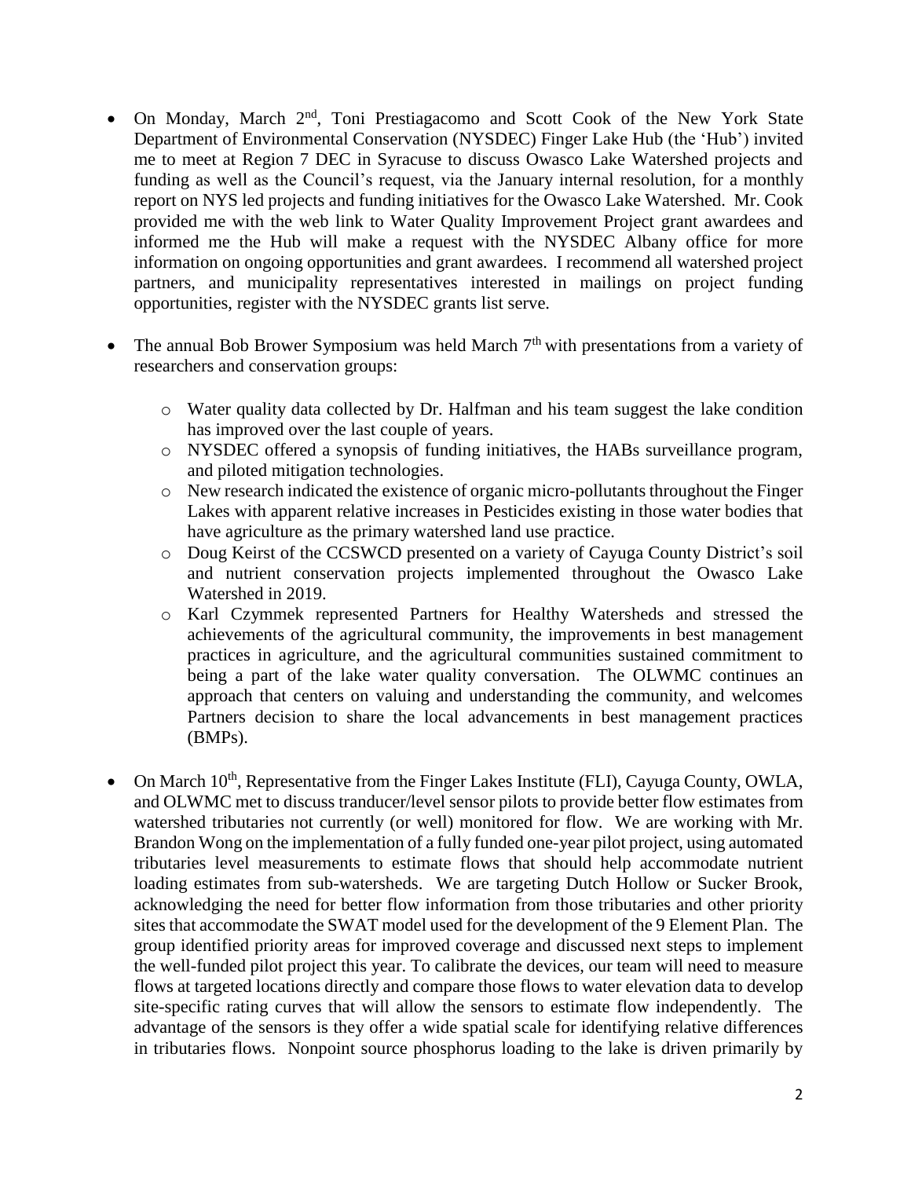- On Monday, March 2nd, Toni Prestiagacomo and Scott Cook of the New York State Department of Environmental Conservation (NYSDEC) Finger Lake Hub (the 'Hub') invited me to meet at Region 7 DEC in Syracuse to discuss Owasco Lake Watershed projects and funding as well as the Council's request, via the January internal resolution, for a monthly report on NYS led projects and funding initiatives for the Owasco Lake Watershed. Mr. Cook provided me with the web link to Water Quality Improvement Project grant awardees and informed me the Hub will make a request with the NYSDEC Albany office for more information on ongoing opportunities and grant awardees. I recommend all watershed project partners, and municipality representatives interested in mailings on project funding opportunities, register with the NYSDEC grants list serve.

- The annual Bob Brower Symposium was held March 7th with presentations from a variety of researchers and conservation groups:

  - Water quality data collected by Dr. Halfman and his team suggest the lake condition has improved over the last couple of years.
  - NYSDEC offered a synopsis of funding initiatives, the HABs surveillance program, and piloted mitigation technologies.
  - New research indicated the existence of organic micro-pollutants throughout the Finger Lakes with apparent relative increases in Pesticides existing in those water bodies that have agriculture as the primary watershed land use practice.
  - Doug Keirst of the CCSWCD presented on a variety of Cayuga County District's soil and nutrient conservation projects implemented throughout the Owasco Lake Watershed in 2019.
  - Karl Czymmek represented Partners for Healthy Watersheds and stressed the achievements of the agricultural community, the improvements in best management practices in agriculture, and the agricultural communities sustained commitment to being a part of the lake water quality conversation. The OLWMC continues an approach that centers on valuing and understanding the community, and welcomes Partners decision to share the local advancements in best management practices (BMPs).

- On March 10th, Representative from the Finger Lakes Institute (FLI), Cayuga County, OWLA, and OLWMC met to discuss tranducer/level sensor pilots to provide better flow estimates from watershed tributaries not currently (or well) monitored for flow. We are working with Mr. Brandon Wong on the implementation of a fully funded one-year pilot project, using automated tributaries level measurements to estimate flows that should help accommodate nutrient loading estimates from sub-watersheds. We are targeting Dutch Hollow or Sucker Brook, acknowledging the need for better flow information from those tributaries and other priority sites that accommodate the SWAT model used for the development of the 9 Element Plan. The group identified priority areas for improved coverage and discussed next steps to implement the well-funded pilot project this year. To calibrate the devices, our team will need to measure flows at targeted locations directly and compare those flows to water elevation data to develop site-specific rating curves that will allow the sensors to estimate flow independently. The advantage of the sensors is they offer a wide spatial scale for identifying relative differences in tributaries flows. Nonpoint source phosphorus loading to the lake is driven primarily by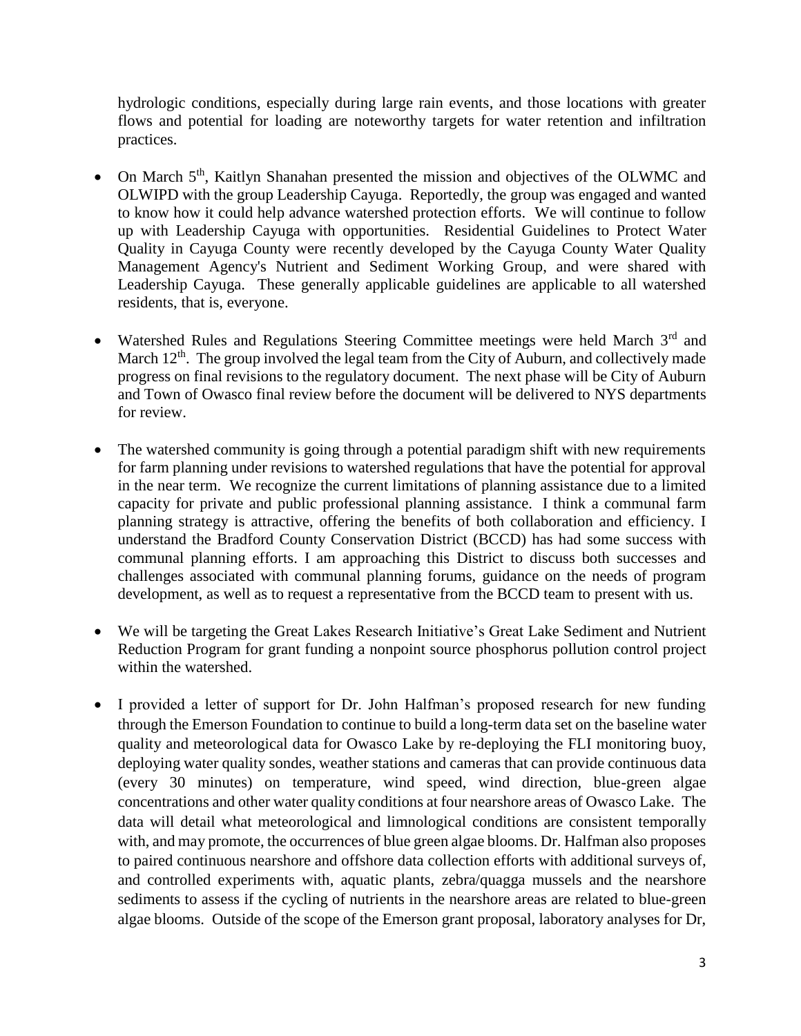hydrologic conditions, especially during large rain events, and those locations with greater flows and potential for loading are noteworthy targets for water retention and infiltration practices.

- On March 5th, Kaitlyn Shanahan presented the mission and objectives of the OLWMC and OLWIPD with the group Leadership Cayuga. Reportedly, the group was engaged and wanted to know how it could help advance watershed protection efforts. We will continue to follow up with Leadership Cayuga with opportunities. Residential Guidelines to Protect Water Quality in Cayuga County were recently developed by the Cayuga County Water Quality Management Agency's Nutrient and Sediment Working Group, and were shared with Leadership Cayuga. These generally applicable guidelines are applicable to all watershed residents, that is, everyone.

- Watershed Rules and Regulations Steering Committee meetings were held March 3rd and March 12th. The group involved the legal team from the City of Auburn, and collectively made progress on final revisions to the regulatory document. The next phase will be City of Auburn and Town of Owasco final review before the document will be delivered to NYS departments for review.

- The watershed community is going through a potential paradigm shift with new requirements for farm planning under revisions to watershed regulations that have the potential for approval in the near term. We recognize the current limitations of planning assistance due to a limited capacity for private and public professional planning assistance. I think a communal farm planning strategy is attractive, offering the benefits of both collaboration and efficiency. I understand the Bradford County Conservation District (BCCD) has had some success with communal planning efforts. I am approaching this District to discuss both successes and challenges associated with communal planning forums, guidance on the needs of program development, as well as to request a representative from the BCCD team to present with us.

- We will be targeting the Great Lakes Research Initiative's Great Lake Sediment and Nutrient Reduction Program for grant funding a nonpoint source phosphorus pollution control project within the watershed.

- I provided a letter of support for Dr. John Halfman's proposed research for new funding through the Emerson Foundation to continue to build a long-term data set on the baseline water quality and meteorological data for Owasco Lake by re-deploying the FLI monitoring buoy, deploying water quality sondes, weather stations and cameras that can provide continuous data (every 30 minutes) on temperature, wind speed, wind direction, blue-green algae concentrations and other water quality conditions at four nearshore areas of Owasco Lake. The data will detail what meteorological and limnological conditions are consistent temporally with, and may promote, the occurrences of blue green algae blooms. Dr. Halfman also proposes to paired continuous nearshore and offshore data collection efforts with additional surveys of, and controlled experiments with, aquatic plants, zebra/quagga mussels and the nearshore sediments to assess if the cycling of nutrients in the nearshore areas are related to blue-green algae blooms. Outside of the scope of the Emerson grant proposal, laboratory analyses for Dr,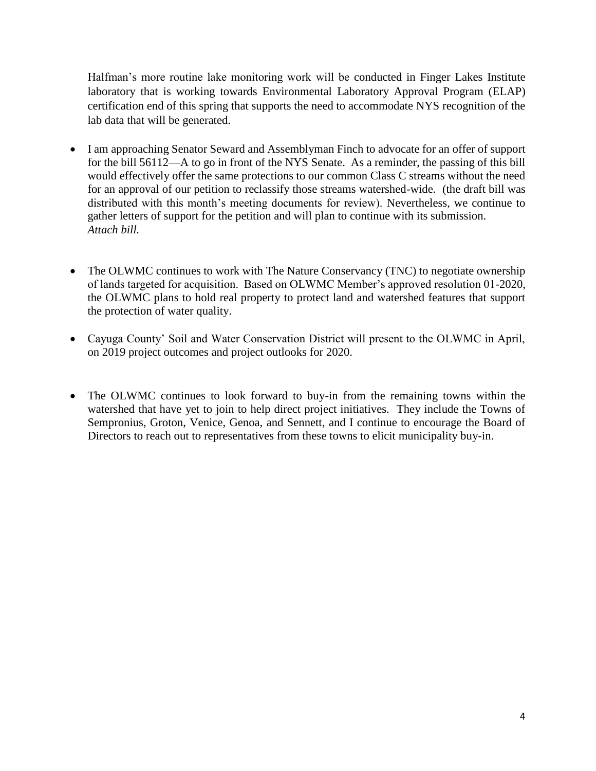Halfman's more routine lake monitoring work will be conducted in Finger Lakes Institute laboratory that is working towards Environmental Laboratory Approval Program (ELAP) certification end of this spring that supports the need to accommodate NYS recognition of the lab data that will be generated.

- I am approaching Senator Seward and Assemblyman Finch to advocate for an offer of support for the bill 56112—A to go in front of the NYS Senate. As a reminder, the passing of this bill would effectively offer the same protections to our common Class C streams without the need for an approval of our petition to reclassify those streams watershed-wide. (the draft bill was distributed with this month's meeting documents for review). Nevertheless, we continue to gather letters of support for the petition and will plan to continue with its submission.
  *Attach bill.*

- The OLWMC continues to work with The Nature Conservancy (TNC) to negotiate ownership of lands targeted for acquisition. Based on OLWMC Member's approved resolution 01-2020, the OLWMC plans to hold real property to protect land and watershed features that support the protection of water quality.

- Cayuga County' Soil and Water Conservation District will present to the OLWMC in April, on 2019 project outcomes and project outlooks for 2020.

- The OLWMC continues to look forward to buy-in from the remaining towns within the watershed that have yet to join to help direct project initiatives. They include the Towns of Sempronius, Groton, Venice, Genoa, and Sennett, and I continue to encourage the Board of Directors to reach out to representatives from these towns to elicit municipality buy-in.